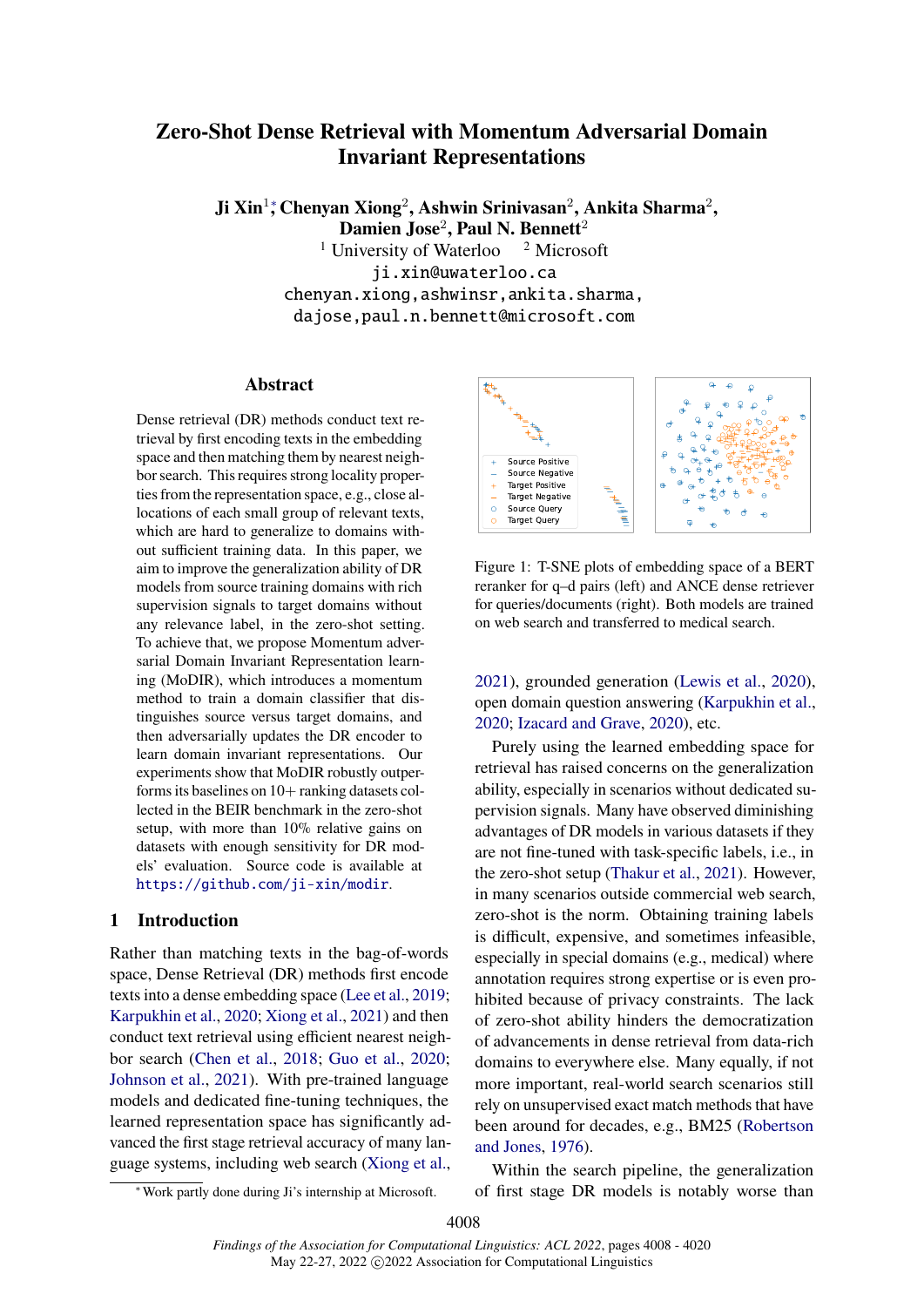# Zero-Shot Dense Retrieval with Momentum Adversarial Domain Invariant Representations

**Ji Xin[1]*, Chenyan Xiong[2], Ashwin Srinivasan[2], Ankita Sharma[2], Damien Jose[2], Paul N. Bennett[2]**

[1] University of Waterloo [2] Microsoft

ji.xin@uwaterloo.ca

chenyan.xiong,ashwinsr,ankita.sharma,dajose,paul.n.bennett@microsoft.com

## Abstract

Dense retrieval (DR) methods conduct text retrieval by first encoding texts in the embedding space and then matching them by nearest neighbor search. This requires strong locality properties from the representation space, e.g., close allocations of each small group of relevant texts, which are hard to generalize to domains without sufficient training data. In this paper, we aim to improve the generalization ability of DR models from source training domains with rich supervision signals to target domains without any relevance label, in the zero-shot setting. To achieve that, we propose Momentum adversarial Domain Invariant Representation learning (MoDIR), which introduces a momentum method to train a domain classifier that distinguishes source versus target domains, and then adversarially updates the DR encoder to learn domain invariant representations. Our experiments show that MoDIR robustly outperforms its baselines on 10+ ranking datasets collected in the BEIR benchmark in the zero-shot setup, with more than 10% relative gains on datasets with enough sensitivity for DR models' evaluation. Source code is available at https://github.com/ji-xin/modir.

## 1 Introduction

Rather than matching texts in the bag-of-words space, Dense Retrieval (DR) methods first encode texts into a dense embedding space (Lee et al., 2019; Karpukhin et al., 2020; Xiong et al., 2021) and then conduct text retrieval using efficient nearest neighbor search (Chen et al., 2018; Guo et al., 2020; Johnson et al., 2021). With pre-trained language models and dedicated fine-tuning techniques, the learned representation space has significantly advanced the first stage retrieval accuracy of many language systems, including web search (Xiong et al., 2021), grounded generation (Lewis et al., 2020), open domain question answering (Karpukhin et al., 2020; Izacard and Grave, 2020), etc.

Figure 1: T-SNE plots of embedding space of a BERT reranker for q–d pairs (left) and ANCE dense retriever for queries/documents (right). Both models are trained on web search and transferred to medical search.

Purely using the learned embedding space for retrieval has raised concerns on the generalization ability, especially in scenarios without dedicated supervision signals. Many have observed diminishing advantages of DR models in various datasets if they are not fine-tuned with task-specific labels, i.e., in the zero-shot setup (Thakur et al., 2021). However, in many scenarios outside commercial web search, zero-shot is the norm. Obtaining training labels is difficult, expensive, and sometimes infeasible, especially in special domains (e.g., medical) where annotation requires strong expertise or is even prohibited because of privacy constraints. The lack of zero-shot ability hinders the democratization of advancements in dense retrieval from data-rich domains to everywhere else. Many equally, if not more important, real-world search scenarios still rely on unsupervised exact match methods that have been around for decades, e.g., BM25 (Robertson and Jones, 1976).

Within the search pipeline, the generalization of first stage DR models is notably worse than

*Work partly done during Ji's internship at Microsoft.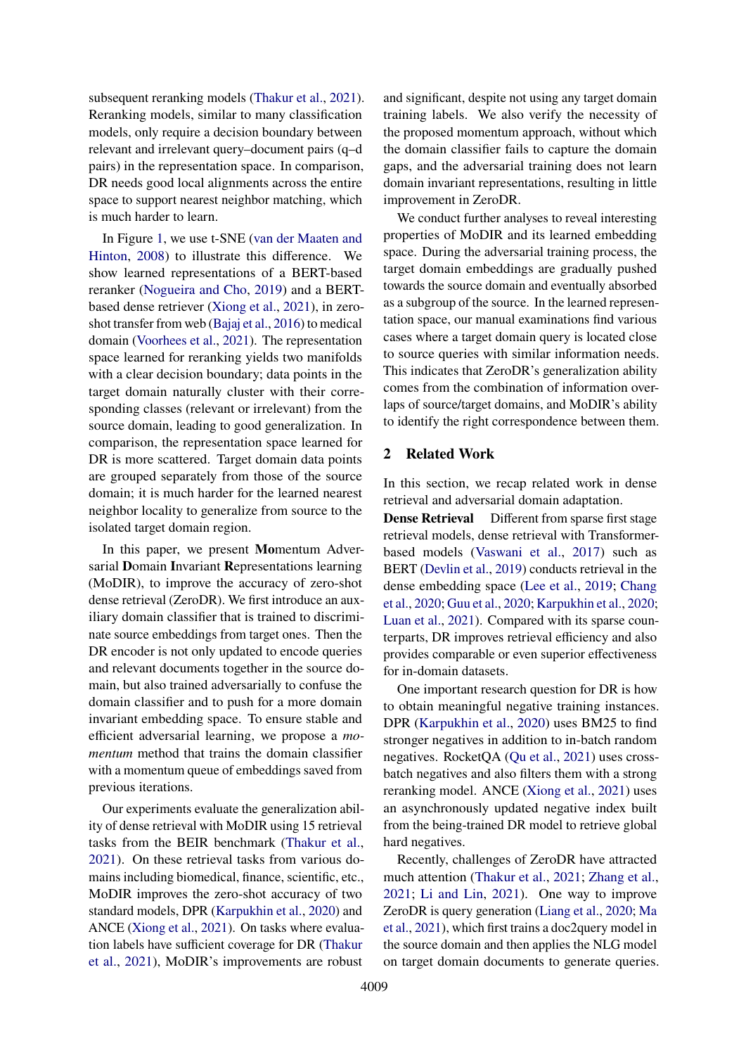subsequent reranking models (Thakur et al., 2021). Reranking models, similar to many classification models, only require a decision boundary between relevant and irrelevant query–document pairs (q–d pairs) in the representation space. In comparison, DR needs good local alignments across the entire space to support nearest neighbor matching, which is much harder to learn.

In Figure 1, we use t-SNE (van der Maaten and Hinton, 2008) to illustrate this difference. We show learned representations of a BERT-based reranker (Nogueira and Cho, 2019) and a BERT-based dense retriever (Xiong et al., 2021), in zero-shot transfer from web (Bajaj et al., 2016) to medical domain (Voorhees et al., 2021). The representation space learned for reranking yields two manifolds with a clear decision boundary; data points in the target domain naturally cluster with their corresponding classes (relevant or irrelevant) from the source domain, leading to good generalization. In comparison, the representation space learned for DR is more scattered. Target domain data points are grouped separately from those of the source domain; it is much harder for the learned nearest neighbor locality to generalize from source to the isolated target domain region.

In this paper, we present **Mo**mentum Adversarial **D**omain **I**nvariant **R**epresentations learning (MoDIR), to improve the accuracy of zero-shot dense retrieval (ZeroDR). We first introduce an auxiliary domain classifier that is trained to discriminate source embeddings from target ones. Then the DR encoder is not only updated to encode queries and relevant documents together in the source domain, but also trained adversarially to confuse the domain classifier and to push for a more domain invariant embedding space. To ensure stable and efficient adversarial learning, we propose a *momentum* method that trains the domain classifier with a momentum queue of embeddings saved from previous iterations.

Our experiments evaluate the generalization ability of dense retrieval with MoDIR using 15 retrieval tasks from the BEIR benchmark (Thakur et al., 2021). On these retrieval tasks from various domains including biomedical, finance, scientific, etc., MoDIR improves the zero-shot accuracy of two standard models, DPR (Karpukhin et al., 2020) and ANCE (Xiong et al., 2021). On tasks where evaluation labels have sufficient coverage for DR (Thakur et al., 2021), MoDIR's improvements are robust and significant, despite not using any target domain training labels. We also verify the necessity of the proposed momentum approach, without which the domain classifier fails to capture the domain gaps, and the adversarial training does not learn domain invariant representations, resulting in little improvement in ZeroDR.

We conduct further analyses to reveal interesting properties of MoDIR and its learned embedding space. During the adversarial training process, the target domain embeddings are gradually pushed towards the source domain and eventually absorbed as a subgroup of the source. In the learned representation space, our manual examinations find various cases where a target domain query is located close to source queries with similar information needs. This indicates that ZeroDR's generalization ability comes from the combination of information overlaps of source/target domains, and MoDIR's ability to identify the right correspondence between them.

## 2 Related Work

In this section, we recap related work in dense retrieval and adversarial domain adaptation.

**Dense Retrieval** Different from sparse first stage retrieval models, dense retrieval with Transformer-based models (Vaswani et al., 2017) such as BERT (Devlin et al., 2019) conducts retrieval in the dense embedding space (Lee et al., 2019; Chang et al., 2020; Guu et al., 2020; Karpukhin et al., 2020; Luan et al., 2021). Compared with its sparse counterparts, DR improves retrieval efficiency and also provides comparable or even superior effectiveness for in-domain datasets.

One important research question for DR is how to obtain meaningful negative training instances. DPR (Karpukhin et al., 2020) uses BM25 to find stronger negatives in addition to in-batch random negatives. RocketQA (Qu et al., 2021) uses cross-batch negatives and also filters them with a strong reranking model. ANCE (Xiong et al., 2021) uses an asynchronously updated negative index built from the being-trained DR model to retrieve global hard negatives.

Recently, challenges of ZeroDR have attracted much attention (Thakur et al., 2021; Zhang et al., 2021; Li and Lin, 2021). One way to improve ZeroDR is query generation (Liang et al., 2020; Ma et al., 2021), which first trains a doc2query model in the source domain and then applies the NLG model on target domain documents to generate queries.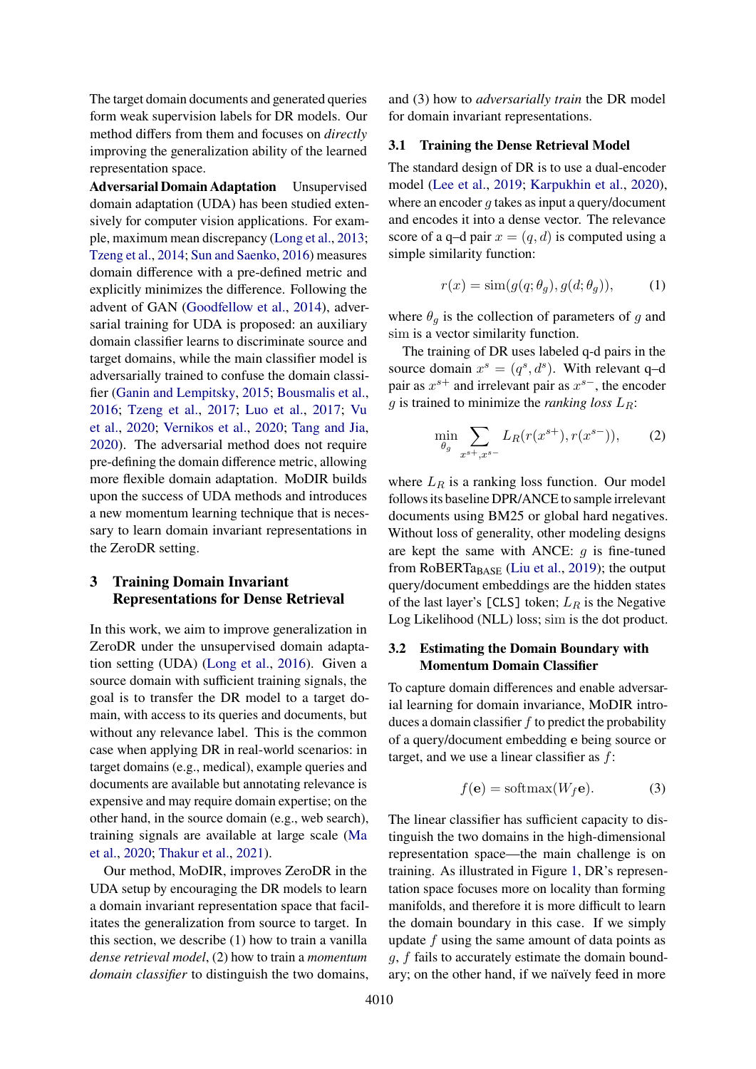The target domain documents and generated queries form weak supervision labels for DR models. Our method differs from them and focuses on *directly* improving the generalization ability of the learned representation space.

**Adversarial Domain Adaptation** Unsupervised domain adaptation (UDA) has been studied extensively for computer vision applications. For example, maximum mean discrepancy (Long et al., 2013; Tzeng et al., 2014; Sun and Saenko, 2016) measures domain difference with a pre-defined metric and explicitly minimizes the difference. Following the advent of GAN (Goodfellow et al., 2014), adversarial training for UDA is proposed: an auxiliary domain classifier learns to discriminate source and target domains, while the main classifier model is adversarially trained to confuse the domain classifier (Ganin and Lempitsky, 2015; Bousmalis et al., 2016; Tzeng et al., 2017; Luo et al., 2017; Vu et al., 2020; Vernikos et al., 2020; Tang and Jia, 2020). The adversarial method does not require pre-defining the domain difference metric, allowing more flexible domain adaptation. MoDIR builds upon the success of UDA methods and introduces a new momentum learning technique that is necessary to learn domain invariant representations in the ZeroDR setting.

## 3 Training Domain Invariant Representations for Dense Retrieval

In this work, we aim to improve generalization in ZeroDR under the unsupervised domain adaptation setting (UDA) (Long et al., 2016). Given a source domain with sufficient training signals, the goal is to transfer the DR model to a target domain, with access to its queries and documents, but without any relevance label. This is the common case when applying DR in real-world scenarios: in target domains (e.g., medical), example queries and documents are available but annotating relevance is expensive and may require domain expertise; on the other hand, in the source domain (e.g., web search), training signals are available at large scale (Ma et al., 2020; Thakur et al., 2021).

Our method, MoDIR, improves ZeroDR in the UDA setup by encouraging the DR models to learn a domain invariant representation space that facilitates the generalization from source to target. In this section, we describe (1) how to train a vanilla *dense retrieval model*, (2) how to train a *momentum domain classifier* to distinguish the two domains, and (3) how to *adversarially train* the DR model for domain invariant representations.

### 3.1 Training the Dense Retrieval Model

The standard design of DR is to use a dual-encoder model (Lee et al., 2019; Karpukhin et al., 2020), where an encoder $g$ takes as input a query/document and encodes it into a dense vector. The relevance score of a q–d pair $x = (q, d)$ is computed using a simple similarity function:

$$r(x) = \text{sim}(g(q; \theta_g), g(d; \theta_g)), \tag{1}$$

where $\theta_g$ is the collection of parameters of $g$ and sim is a vector similarity function.

The training of DR uses labeled q-d pairs in the source domain $x^s = (q^s, d^s)$. With relevant q–d pair as $x^{s+}$ and irrelevant pair as $x^{s-}$, the encoder $g$ is trained to minimize the *ranking loss* $L_R$:

$$\min_{\theta_g} \sum_{x^{s+}, x^{s-}} L_R(r(x^{s+}), r(x^{s-})), \tag{2}$$

where $L_R$ is a ranking loss function. Our model follows its baseline DPR/ANCE to sample irrelevant documents using BM25 or global hard negatives. Without loss of generality, other modeling designs are kept the same with ANCE: $g$ is fine-tuned from RoBERTa$_{\text{BASE}}$ (Liu et al., 2019); the output query/document embeddings are the hidden states of the last layer's `[CLS]` token; $L_R$ is the Negative Log Likelihood (NLL) loss; sim is the dot product.

### 3.2 Estimating the Domain Boundary with Momentum Domain Classifier

To capture domain differences and enable adversarial learning for domain invariance, MoDIR introduces a domain classifier $f$ to predict the probability of a query/document embedding $\mathbf{e}$ being source or target, and we use a linear classifier as $f$:

$$f(\mathbf{e}) = \text{softmax}(W_f \mathbf{e}). \tag{3}$$

The linear classifier has sufficient capacity to distinguish the two domains in the high-dimensional representation space—the main challenge is on training. As illustrated in Figure 1, DR's representation space focuses more on locality than forming manifolds, and therefore it is more difficult to learn the domain boundary in this case. If we simply update $f$ using the same amount of data points as $g$, $f$ fails to accurately estimate the domain boundary; on the other hand, if we naïvely feed in more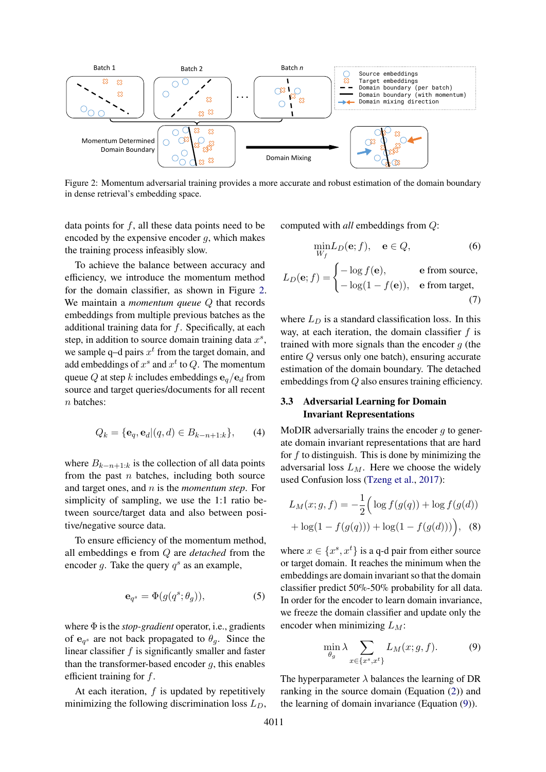Figure 2: Momentum adversarial training provides a more accurate and robust estimation of the domain boundary in dense retrieval's embedding space.

data points for $f$, all these data points need to be encoded by the expensive encoder $g$, which makes the training process infeasibly slow.

To achieve the balance between accuracy and efficiency, we introduce the momentum method for the domain classifier, as shown in Figure 2. We maintain a *momentum queue* $Q$ that records embeddings from multiple previous batches as the additional training data for $f$. Specifically, at each step, in addition to source domain training data $x^s$, we sample q–d pairs $x^t$ from the target domain, and add embeddings of $x^s$ and $x^t$ to $Q$. The momentum queue $Q$ at step $k$ includes embeddings $\mathbf{e}_q/\mathbf{e}_d$ from source and target queries/documents for all recent $n$ batches:

$$Q_k = \{\mathbf{e}_q, \mathbf{e}_d | (q,d) \in B_{k-n+1:k}\}, \tag{4}$$

where $B_{k-n+1:k}$ is the collection of all data points from the past $n$ batches, including both source and target ones, and $n$ is the *momentum step*. For simplicity of sampling, we use the 1:1 ratio between source/target data and also between positive/negative source data.

To ensure efficiency of the momentum method, all embeddings $\mathbf{e}$ from $Q$ are *detached* from the encoder $g$. Take the query $q^s$ as an example,

$$\mathbf{e}_{q^s} = \Phi(g(q^s; \theta_g)), \tag{5}$$

where $\Phi$ is the *stop-gradient* operator, i.e., gradients of $\mathbf{e}_{q^s}$ are not back propagated to $\theta_g$. Since the linear classifier $f$ is significantly smaller and faster than the transformer-based encoder $g$, this enables efficient training for $f$.

At each iteration, $f$ is updated by repetitively minimizing the following discrimination loss $L_D$, computed with *all* embeddings from $Q$:

$$\min_{W_f} L_D(\mathbf{e}; f), \quad \mathbf{e} \in Q, \tag{6}$$

$$L_D(\mathbf{e}; f) = \begin{cases} -\log f(\mathbf{e}), & \mathbf{e} \text{ from source,} \\ -\log(1 - f(\mathbf{e})), & \mathbf{e} \text{ from target,} \end{cases} \tag{7}$$

where $L_D$ is a standard classification loss. In this way, at each iteration, the domain classifier $f$ is trained with more signals than the encoder $g$ (the entire $Q$ versus only one batch), ensuring accurate estimation of the domain boundary. The detached embeddings from $Q$ also ensures training efficiency.

### 3.3 Adversarial Learning for Domain Invariant Representations

MoDIR adversarially trains the encoder $g$ to generate domain invariant representations that are hard for $f$ to distinguish. This is done by minimizing the adversarial loss $L_M$. Here we choose the widely used Confusion loss (Tzeng et al., 2017):

$$L_M(x; g, f) = -\frac{1}{2}\Big(\log f(g(q)) + \log f(g(d)) + \log(1 - f(g(q))) + \log(1 - f(g(d)))\Big), \tag{8}$$

where $x \in \{x^s, x^t\}$ is a q-d pair from either source or target domain. It reaches the minimum when the embeddings are domain invariant so that the domain classifier predict 50%-50% probability for all data. In order for the encoder to learn domain invariance, we freeze the domain classifier and update only the encoder when minimizing $L_M$:

$$\min_{\theta_g} \lambda \sum_{x \in \{x^s, x^t\}} L_M(x; g, f). \tag{9}$$

The hyperparameter $\lambda$ balances the learning of DR ranking in the source domain (Equation (2)) and the learning of domain invariance (Equation (9)).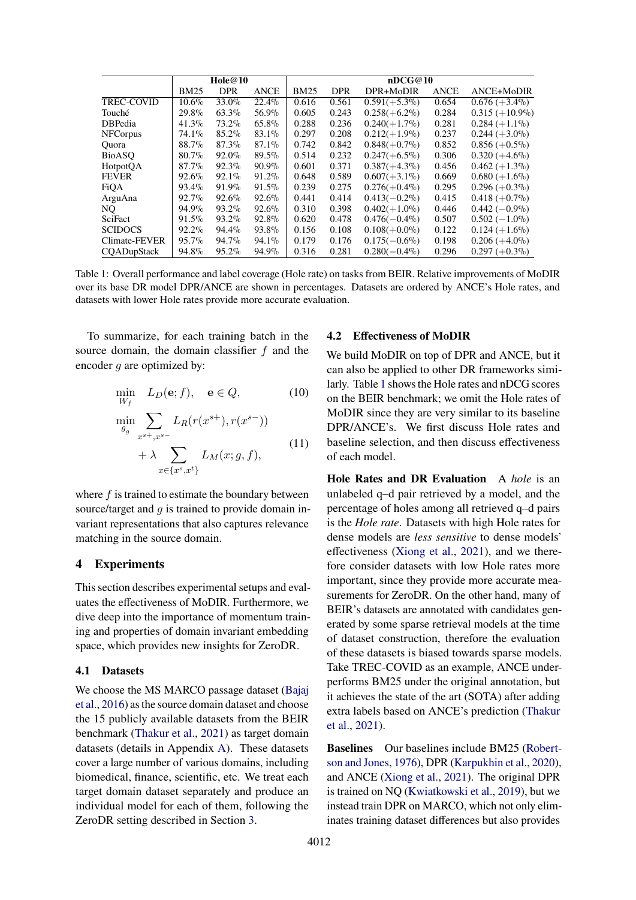| | Hole@10 | | | nDCG@10 | | | | |
|---|---|---|---|---|---|---|---|---|
| | BM25 | DPR | ANCE | BM25 | DPR | DPR+MoDIR | ANCE | ANCE+MoDIR |
| TREC-COVID | 10.6% | 33.0% | 22.4% | 0.616 | 0.561 | 0.591(+5.3%) | 0.654 | 0.676 (+3.4%) |
| Touché | 29.8% | 63.3% | 56.9% | 0.605 | 0.243 | 0.258(+6.2%) | 0.284 | 0.315 (+10.9%) |
| DBPedia | 41.3% | 73.2% | 65.8% | 0.288 | 0.236 | 0.240(+1.7%) | 0.281 | 0.284 (+1.1%) |
| NFCorpus | 74.1% | 85.2% | 83.1% | 0.297 | 0.208 | 0.212(+1.9%) | 0.237 | 0.244 (+3.0%) |
| Quora | 88.7% | 87.3% | 87.1% | 0.742 | 0.842 | 0.848(+0.7%) | 0.852 | 0.856 (+0.5%) |
| BioASQ | 80.7% | 92.0% | 89.5% | 0.514 | 0.232 | 0.247(+6.5%) | 0.306 | 0.320 (+4.6%) |
| HotpotQA | 87.7% | 92.3% | 90.9% | 0.601 | 0.371 | 0.387(+4.3%) | 0.456 | 0.462 (+1.3%) |
| FEVER | 92.6% | 92.1% | 91.2% | 0.648 | 0.589 | 0.607(+3.1%) | 0.669 | 0.680 (+1.6%) |
| FiQA | 93.4% | 91.9% | 91.5% | 0.239 | 0.275 | 0.276(+0.4%) | 0.295 | 0.296 (+0.3%) |
| ArguAna | 92.7% | 92.6% | 92.6% | 0.441 | 0.414 | 0.413(−0.2%) | 0.415 | 0.418 (+0.7%) |
| NQ | 94.9% | 93.2% | 92.6% | 0.310 | 0.398 | 0.402(+1.0%) | 0.446 | 0.442 (−0.9%) |
| SciFact | 91.5% | 93.2% | 92.8% | 0.620 | 0.478 | 0.476(−0.4%) | 0.507 | 0.502 (−1.0%) |
| SCIDOCS | 92.2% | 94.4% | 93.8% | 0.156 | 0.108 | 0.108(+0.0%) | 0.122 | 0.124 (+1.6%) |
| Climate-FEVER | 95.7% | 94.7% | 94.1% | 0.179 | 0.176 | 0.175(−0.6%) | 0.198 | 0.206 (+4.0%) |
| CQADupStack | 94.8% | 95.2% | 94.9% | 0.316 | 0.281 | 0.280(−0.4%) | 0.296 | 0.297 (+0.3%) |

Table 1: Overall performance and label coverage (Hole rate) on tasks from BEIR. Relative improvements of MoDIR over its base DR model DPR/ANCE are shown in percentages. Datasets are ordered by ANCE's Hole rates, and datasets with lower Hole rates provide more accurate evaluation.

To summarize, for each training batch in the source domain, the domain classifier $f$ and the encoder $g$ are optimized by:

$$\min_{W_f} \quad L_D(\mathbf{e}; f), \quad \mathbf{e} \in Q, \tag{10}$$

$$\min_{\theta_g} \sum_{x^{s+}, x^{s-}} L_R(r(x^{s+}), r(x^{s-})) + \lambda \sum_{x \in \{x^s, x^t\}} L_M(x; g, f), \tag{11}$$

where $f$ is trained to estimate the boundary between source/target and $g$ is trained to provide domain invariant representations that also captures relevance matching in the source domain.

# 4 Experiments

This section describes experimental setups and evaluates the effectiveness of MoDIR. Furthermore, we dive deep into the importance of momentum training and properties of domain invariant embedding space, which provides new insights for ZeroDR.

## 4.1 Datasets

We choose the MS MARCO passage dataset (Bajaj et al., 2016) as the source domain dataset and choose the 15 publicly available datasets from the BEIR benchmark (Thakur et al., 2021) as target domain datasets (details in Appendix A). These datasets cover a large number of various domains, including biomedical, finance, scientific, etc. We treat each target domain dataset separately and produce an individual model for each of them, following the ZeroDR setting described in Section 3.

## 4.2 Effectiveness of MoDIR

We build MoDIR on top of DPR and ANCE, but it can also be applied to other DR frameworks similarly. Table 1 shows the Hole rates and nDCG scores on the BEIR benchmark; we omit the Hole rates of MoDIR since they are very similar to its baseline DPR/ANCE's. We first discuss Hole rates and baseline selection, and then discuss effectiveness of each model.

**Hole Rates and DR Evaluation** A *hole* is an unlabeled q–d pair retrieved by a model, and the percentage of holes among all retrieved q–d pairs is the *Hole rate*. Datasets with high Hole rates for dense models are *less sensitive* to dense models' effectiveness (Xiong et al., 2021), and we therefore consider datasets with low Hole rates more important, since they provide more accurate measurements for ZeroDR. On the other hand, many of BEIR's datasets are annotated with candidates generated by some sparse retrieval models at the time of dataset construction, therefore the evaluation of these datasets is biased towards sparse models. Take TREC-COVID as an example, ANCE underperforms BM25 under the original annotation, but it achieves the state of the art (SOTA) after adding extra labels based on ANCE's prediction (Thakur et al., 2021).

**Baselines** Our baselines include BM25 (Robertson and Jones, 1976), DPR (Karpukhin et al., 2020), and ANCE (Xiong et al., 2021). The original DPR is trained on NQ (Kwiatkowski et al., 2019), but we instead train DPR on MARCO, which not only eliminates training dataset differences but also provides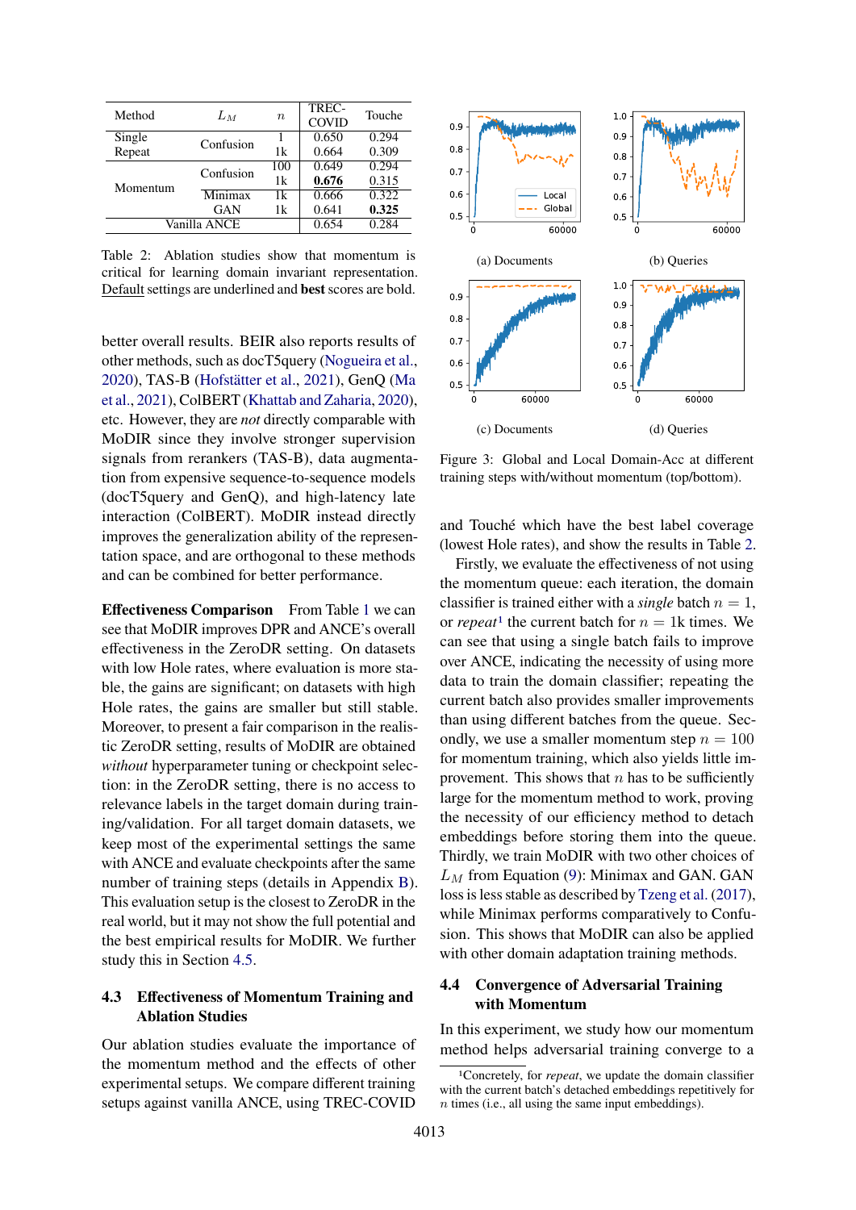| Method | $L_M$ | $n$ | TREC-COVID | Touche |
|---|---|---|---|---|
| Single | Confusion | 1 | 0.650 | 0.294 |
| Repeat | | 1k | 0.664 | 0.309 |
| Momentum | Confusion | 100 | 0.649 | 0.294 |
| | | 1k | <u>0.676</u> | 0.315 |
| | Minimax | 1k | 0.666 | 0.322 |
| | GAN | 1k | 0.641 | **0.325** |
| Vanilla ANCE | | | 0.654 | 0.284 |

Table 2: Ablation studies show that momentum is critical for learning domain invariant representation. <u>Default</u> settings are underlined and **best** scores are bold.

better overall results. BEIR also reports results of other methods, such as docT5query (Nogueira et al., 2020), TAS-B (Hofstätter et al., 2021), GenQ (Ma et al., 2021), ColBERT (Khattab and Zaharia, 2020), etc. However, they are *not* directly comparable with MoDIR since they involve stronger supervision signals from rerankers (TAS-B), data augmentation from expensive sequence-to-sequence models (docT5query and GenQ), and high-latency late interaction (ColBERT). MoDIR instead directly improves the generalization ability of the representation space, and are orthogonal to these methods and can be combined for better performance.

**Effectiveness Comparison** From Table 1 we can see that MoDIR improves DPR and ANCE's overall effectiveness in the ZeroDR setting. On datasets with low Hole rates, where evaluation is more stable, the gains are significant; on datasets with high Hole rates, the gains are smaller but still stable. Moreover, to present a fair comparison in the realistic ZeroDR setting, results of MoDIR are obtained *without* hyperparameter tuning or checkpoint selection: in the ZeroDR setting, there is no access to relevance labels in the target domain during training/validation. For all target domain datasets, we keep most of the experimental settings the same with ANCE and evaluate checkpoints after the same number of training steps (details in Appendix B). This evaluation setup is the closest to ZeroDR in the real world, but it may not show the full potential and the best empirical results for MoDIR. We further study this in Section 4.5.

## 4.3 Effectiveness of Momentum Training and Ablation Studies

Our ablation studies evaluate the importance of the momentum method and the effects of other experimental setups. We compare different training setups against vanilla ANCE, using TREC-COVID and Touché which have the best label coverage (lowest Hole rates), and show the results in Table 2.

Figure 3: Global and Local Domain-Acc at different training steps with/without momentum (top/bottom).

Firstly, we evaluate the effectiveness of not using the momentum queue: each iteration, the domain classifier is trained either with a *single* batch $n = 1$, or *repeat*[1] the current batch for $n = 1$k times. We can see that using a single batch fails to improve over ANCE, indicating the necessity of using more data to train the domain classifier; repeating the current batch also provides smaller improvements than using different batches from the queue. Secondly, we use a smaller momentum step $n = 100$ for momentum training, which also yields little improvement. This shows that $n$ has to be sufficiently large for the momentum method to work, proving the necessity of our efficiency method to detach embeddings before storing them into the queue. Thirdly, we train MoDIR with two other choices of $L_M$ from Equation (9): Minimax and GAN. GAN loss is less stable as described by Tzeng et al. (2017), while Minimax performs comparatively to Confusion. This shows that MoDIR can also be applied with other domain adaptation training methods.

## 4.4 Convergence of Adversarial Training with Momentum

In this experiment, we study how our momentum method helps adversarial training converge to a

[1] Concretely, for *repeat*, we update the domain classifier with the current batch's detached embeddings repetitively for $n$ times (i.e., all using the same input embeddings).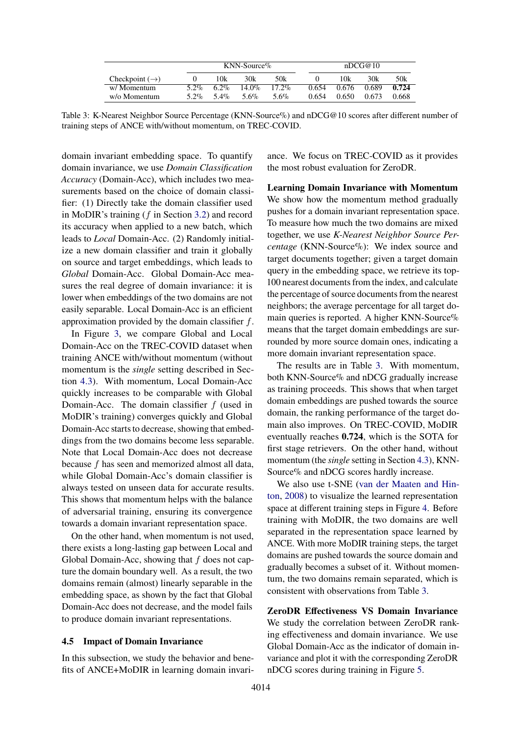| | KNN-Source% | | | | nDCG@10 | | | |
|---|---|---|---|---|---|---|---|---|
| Checkpoint (→) | 0 | 10k | 30k | 50k | 0 | 10k | 30k | 50k |
| w/ Momentum | 5.2% | 6.2% | 14.0% | 17.2% | 0.654 | 0.676 | 0.689 | **0.724** |
| w/o Momentum | 5.2% | 5.4% | 5.6% | 5.6% | 0.654 | 0.650 | 0.673 | 0.668 |

Table 3: K-Nearest Neighbor Source Percentage (KNN-Source%) and nDCG@10 scores after different number of training steps of ANCE with/without momentum, on TREC-COVID.

domain invariant embedding space. To quantify domain invariance, we use *Domain Classification Accuracy* (Domain-Acc), which includes two measurements based on the choice of domain classifier: (1) Directly take the domain classifier used in MoDIR's training ($f$ in Section 3.2) and record its accuracy when applied to a new batch, which leads to *Local* Domain-Acc. (2) Randomly initialize a new domain classifier and train it globally on source and target embeddings, which leads to *Global* Domain-Acc. Global Domain-Acc measures the real degree of domain invariance: it is lower when embeddings of the two domains are not easily separable. Local Domain-Acc is an efficient approximation provided by the domain classifier $f$.

In Figure 3, we compare Global and Local Domain-Acc on the TREC-COVID dataset when training ANCE with/without momentum (without momentum is the *single* setting described in Section 4.3). With momentum, Local Domain-Acc quickly increases to be comparable with Global Domain-Acc. The domain classifier $f$ (used in MoDIR's training) converges quickly and Global Domain-Acc starts to decrease, showing that embeddings from the two domains become less separable. Note that Local Domain-Acc does not decrease because $f$ has seen and memorized almost all data, while Global Domain-Acc's domain classifier is always tested on unseen data for accurate results. This shows that momentum helps with the balance of adversarial training, ensuring its convergence towards a domain invariant representation space.

On the other hand, when momentum is not used, there exists a long-lasting gap between Local and Global Domain-Acc, showing that $f$ does not capture the domain boundary well. As a result, the two domains remain (almost) linearly separable in the embedding space, as shown by the fact that Global Domain-Acc does not decrease, and the model fails to produce domain invariant representations.

## 4.5 Impact of Domain Invariance

In this subsection, we study the behavior and benefits of ANCE+MoDIR in learning domain invariance. We focus on TREC-COVID as it provides the most robust evaluation for ZeroDR.

**Learning Domain Invariance with Momentum** We show how the momentum method gradually pushes for a domain invariant representation space. To measure how much the two domains are mixed together, we use *K-Nearest Neighbor Source Percentage* (KNN-Source%): We index source and target documents together; given a target domain query in the embedding space, we retrieve its top-100 nearest documents from the index, and calculate the percentage of source documents from the nearest neighbors; the average percentage for all target domain queries is reported. A higher KNN-Source% means that the target domain embeddings are surrounded by more source domain ones, indicating a more domain invariant representation space.

The results are in Table 3. With momentum, both KNN-Source% and nDCG gradually increase as training proceeds. This shows that when target domain embeddings are pushed towards the source domain, the ranking performance of the target domain also improves. On TREC-COVID, MoDIR eventually reaches **0.724**, which is the SOTA for first stage retrievers. On the other hand, without momentum (the *single* setting in Section 4.3), KNN-Source% and nDCG scores hardly increase.

We also use t-SNE (van der Maaten and Hinton, 2008) to visualize the learned representation space at different training steps in Figure 4. Before training with MoDIR, the two domains are well separated in the representation space learned by ANCE. With more MoDIR training steps, the target domains are pushed towards the source domain and gradually becomes a subset of it. Without momentum, the two domains remain separated, which is consistent with observations from Table 3.

**ZeroDR Effectiveness VS Domain Invariance** We study the correlation between ZeroDR ranking effectiveness and domain invariance. We use Global Domain-Acc as the indicator of domain invariance and plot it with the corresponding ZeroDR nDCG scores during training in Figure 5.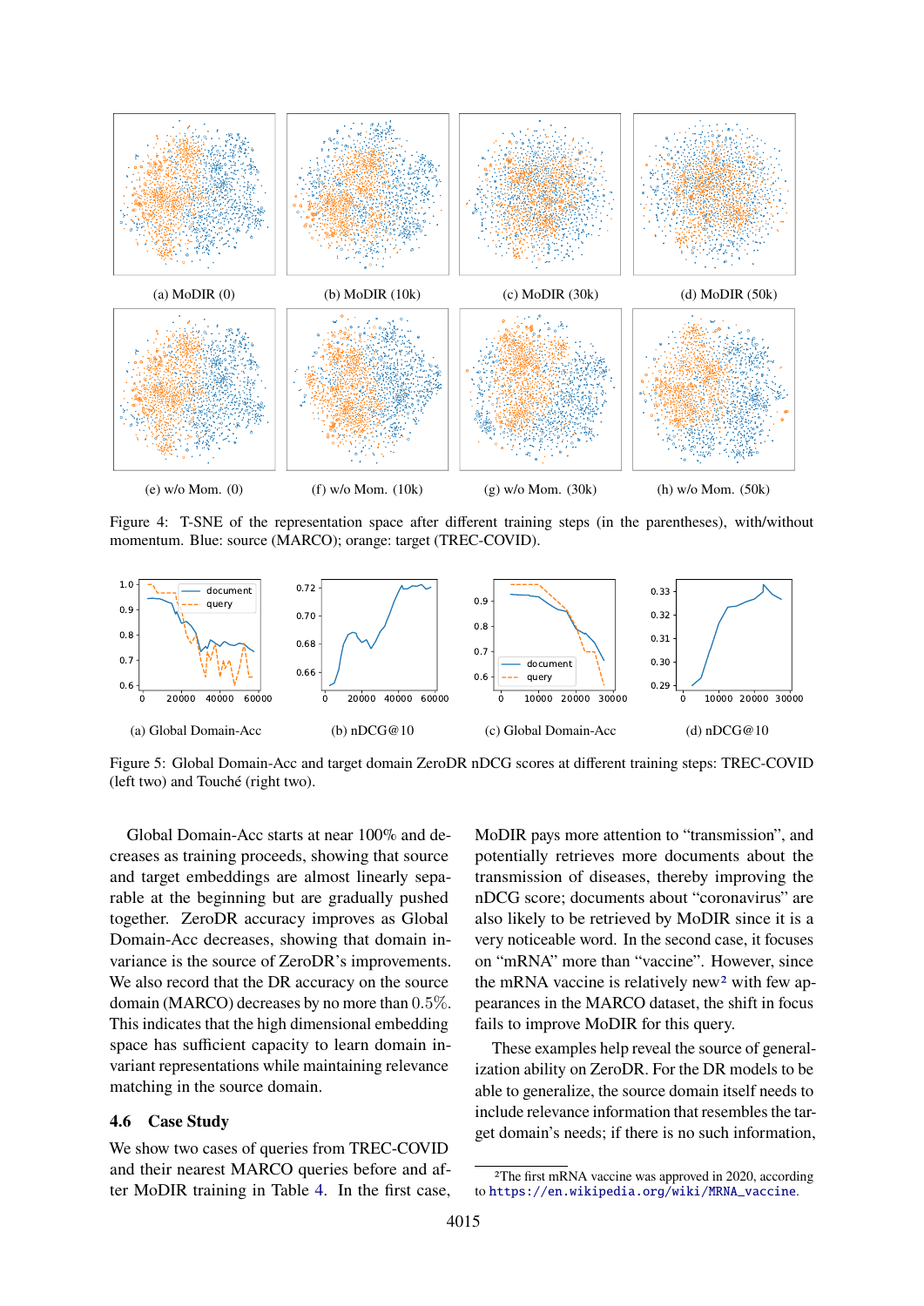(a) MoDIR (0)

(b) MoDIR (10k)

(c) MoDIR (30k)

(d) MoDIR (50k)

(e) w/o Mom. (0)

(f) w/o Mom. (10k)

(g) w/o Mom. (30k)

(h) w/o Mom. (50k)

Figure 4: T-SNE of the representation space after different training steps (in the parentheses), with/without momentum. Blue: source (MARCO); orange: target (TREC-COVID).

(a) Global Domain-Acc

(b) nDCG@10

(c) Global Domain-Acc

(d) nDCG@10

Figure 5: Global Domain-Acc and target domain ZeroDR nDCG scores at different training steps: TREC-COVID (left two) and Touché (right two).

Global Domain-Acc starts at near 100% and decreases as training proceeds, showing that source and target embeddings are almost linearly separable at the beginning but are gradually pushed together. ZeroDR accuracy improves as Global Domain-Acc decreases, showing that domain invariance is the source of ZeroDR's improvements. We also record that the DR accuracy on the source domain (MARCO) decreases by no more than $0.5\%$. This indicates that the high dimensional embedding space has sufficient capacity to learn domain invariant representations while maintaining relevance matching in the source domain.

## 4.6 Case Study

We show two cases of queries from TREC-COVID and their nearest MARCO queries before and after MoDIR training in Table 4. In the first case, MoDIR pays more attention to "transmission", and potentially retrieves more documents about the transmission of diseases, thereby improving the nDCG score; documents about "coronavirus" are also likely to be retrieved by MoDIR since it is a very noticeable word. In the second case, it focuses on "mRNA" more than "vaccine". However, since the mRNA vaccine is relatively new[2] with few appearances in the MARCO dataset, the shift in focus fails to improve MoDIR for this query.

These examples help reveal the source of generalization ability on ZeroDR. For the DR models to be able to generalize, the source domain itself needs to include relevance information that resembles the target domain's needs; if there is no such information,

[2]The first mRNA vaccine was approved in 2020, according to https://en.wikipedia.org/wiki/MRNA_vaccine.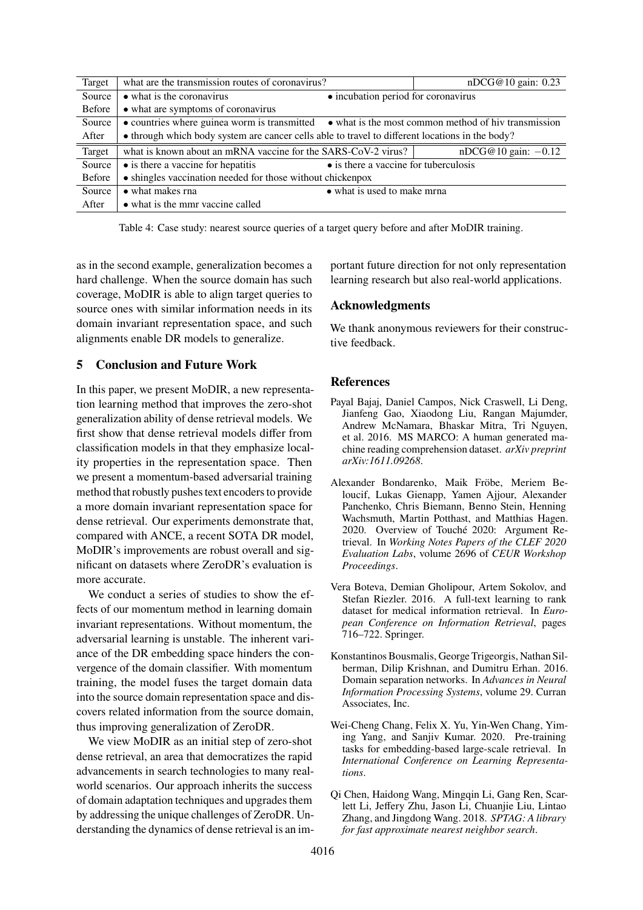| Target | what are the transmission routes of coronavirus? | | nDCG@10 gain: 0.23 |
|---|---|---|---|
| Source Before | • what is the coronavirus<br>• what are symptoms of coronavirus | • incubation period for coronavirus | |
| Source After | • countries where guinea worm is transmitted<br>• through which body system are cancer cells able to travel to different locations in the body? | • what is the most common method of hiv transmission | |
| Target | what is known about an mRNA vaccine for the SARS-CoV-2 virus? | | nDCG@10 gain: $-0.12$ |
| Source Before | • is there a vaccine for hepatitis<br>• shingles vaccination needed for those without chickenpox | • is there a vaccine for tuberculosis | |
| Source After | • what makes rna<br>• what is the mmr vaccine called | • what is used to make mrna | |

Table 4: Case study: nearest source queries of a target query before and after MoDIR training.

as in the second example, generalization becomes a hard challenge. When the source domain has such coverage, MoDIR is able to align target queries to source ones with similar information needs in its domain invariant representation space, and such alignments enable DR models to generalize.

## 5 Conclusion and Future Work

In this paper, we present MoDIR, a new representation learning method that improves the zero-shot generalization ability of dense retrieval models. We first show that dense retrieval models differ from classification models in that they emphasize locality properties in the representation space. Then we present a momentum-based adversarial training method that robustly pushes text encoders to provide a more domain invariant representation space for dense retrieval. Our experiments demonstrate that, compared with ANCE, a recent SOTA DR model, MoDIR's improvements are robust overall and significant on datasets where ZeroDR's evaluation is more accurate.

We conduct a series of studies to show the effects of our momentum method in learning domain invariant representations. Without momentum, the adversarial learning is unstable. The inherent variance of the DR embedding space hinders the convergence of the domain classifier. With momentum training, the model fuses the target domain data into the source domain representation space and discovers related information from the source domain, thus improving generalization of ZeroDR.

We view MoDIR as an initial step of zero-shot dense retrieval, an area that democratizes the rapid advancements in search technologies to many real-world scenarios. Our approach inherits the success of domain adaptation techniques and upgrades them by addressing the unique challenges of ZeroDR. Understanding the dynamics of dense retrieval is an important future direction for not only representation learning research but also real-world applications.

## Acknowledgments

We thank anonymous reviewers for their constructive feedback.

## References

Payal Bajaj, Daniel Campos, Nick Craswell, Li Deng, Jianfeng Gao, Xiaodong Liu, Rangan Majumder, Andrew McNamara, Bhaskar Mitra, Tri Nguyen, et al. 2016. MS MARCO: A human generated machine reading comprehension dataset. *arXiv preprint arXiv:1611.09268*.

Alexander Bondarenko, Maik Fröbe, Meriem Beloucif, Lukas Gienapp, Yamen Ajjour, Alexander Panchenko, Chris Biemann, Benno Stein, Henning Wachsmuth, Martin Potthast, and Matthias Hagen. 2020. Overview of Touché 2020: Argument Retrieval. In *Working Notes Papers of the CLEF 2020 Evaluation Labs*, volume 2696 of *CEUR Workshop Proceedings*.

Vera Boteva, Demian Gholipour, Artem Sokolov, and Stefan Riezler. 2016. A full-text learning to rank dataset for medical information retrieval. In *European Conference on Information Retrieval*, pages 716–722. Springer.

Konstantinos Bousmalis, George Trigeorgis, Nathan Silberman, Dilip Krishnan, and Dumitru Erhan. 2016. Domain separation networks. In *Advances in Neural Information Processing Systems*, volume 29. Curran Associates, Inc.

Wei-Cheng Chang, Felix X. Yu, Yin-Wen Chang, Yiming Yang, and Sanjiv Kumar. 2020. Pre-training tasks for embedding-based large-scale retrieval. In *International Conference on Learning Representations*.

Qi Chen, Haidong Wang, Mingqin Li, Gang Ren, Scarlett Li, Jeffery Zhu, Jason Li, Chuanjie Liu, Lintao Zhang, and Jingdong Wang. 2018. *SPTAG: A library for fast approximate nearest neighbor search*.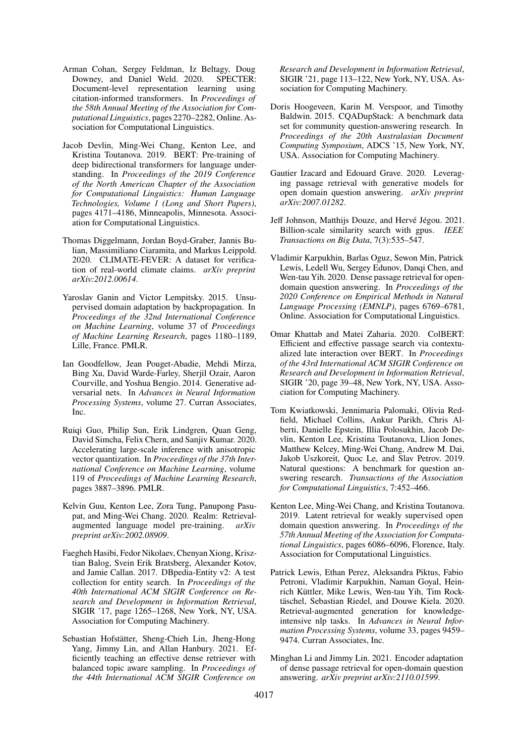Arman Cohan, Sergey Feldman, Iz Beltagy, Doug Downey, and Daniel Weld. 2020. SPECTER: Document-level representation learning using citation-informed transformers. In *Proceedings of the 58th Annual Meeting of the Association for Computational Linguistics*, pages 2270–2282, Online. Association for Computational Linguistics.

Jacob Devlin, Ming-Wei Chang, Kenton Lee, and Kristina Toutanova. 2019. BERT: Pre-training of deep bidirectional transformers for language understanding. In *Proceedings of the 2019 Conference of the North American Chapter of the Association for Computational Linguistics: Human Language Technologies, Volume 1 (Long and Short Papers)*, pages 4171–4186, Minneapolis, Minnesota. Association for Computational Linguistics.

Thomas Diggelmann, Jordan Boyd-Graber, Jannis Bulian, Massimiliano Ciaramita, and Markus Leippold. 2020. CLIMATE-FEVER: A dataset for verification of real-world climate claims. *arXiv preprint arXiv:2012.00614*.

Yaroslav Ganin and Victor Lempitsky. 2015. Unsupervised domain adaptation by backpropagation. In *Proceedings of the 32nd International Conference on Machine Learning*, volume 37 of *Proceedings of Machine Learning Research*, pages 1180–1189, Lille, France. PMLR.

Ian Goodfellow, Jean Pouget-Abadie, Mehdi Mirza, Bing Xu, David Warde-Farley, Sherjil Ozair, Aaron Courville, and Yoshua Bengio. 2014. Generative adversarial nets. In *Advances in Neural Information Processing Systems*, volume 27. Curran Associates, Inc.

Ruiqi Guo, Philip Sun, Erik Lindgren, Quan Geng, David Simcha, Felix Chern, and Sanjiv Kumar. 2020. Accelerating large-scale inference with anisotropic vector quantization. In *Proceedings of the 37th International Conference on Machine Learning*, volume 119 of *Proceedings of Machine Learning Research*, pages 3887–3896. PMLR.

Kelvin Guu, Kenton Lee, Zora Tung, Panupong Pasupat, and Ming-Wei Chang. 2020. Realm: Retrieval-augmented language model pre-training. *arXiv preprint arXiv:2002.08909*.

Faegheh Hasibi, Fedor Nikolaev, Chenyan Xiong, Krisztian Balog, Svein Erik Bratsberg, Alexander Kotov, and Jamie Callan. 2017. DBpedia-Entity v2: A test collection for entity search. In *Proceedings of the 40th International ACM SIGIR Conference on Research and Development in Information Retrieval*, SIGIR '17, page 1265–1268, New York, NY, USA. Association for Computing Machinery.

Sebastian Hofstätter, Sheng-Chieh Lin, Jheng-Hong Yang, Jimmy Lin, and Allan Hanbury. 2021. Efficiently teaching an effective dense retriever with balanced topic aware sampling. In *Proceedings of the 44th International ACM SIGIR Conference on Research and Development in Information Retrieval*, SIGIR '21, page 113–122, New York, NY, USA. Association for Computing Machinery.

Doris Hoogeveen, Karin M. Verspoor, and Timothy Baldwin. 2015. CQADupStack: A benchmark data set for community question-answering research. In *Proceedings of the 20th Australasian Document Computing Symposium*, ADCS '15, New York, NY, USA. Association for Computing Machinery.

Gautier Izacard and Edouard Grave. 2020. Leveraging passage retrieval with generative models for open domain question answering. *arXiv preprint arXiv:2007.01282*.

Jeff Johnson, Matthijs Douze, and Hervé Jégou. 2021. Billion-scale similarity search with gpus. *IEEE Transactions on Big Data*, 7(3):535–547.

Vladimir Karpukhin, Barlas Oguz, Sewon Min, Patrick Lewis, Ledell Wu, Sergey Edunov, Danqi Chen, and Wen-tau Yih. 2020. Dense passage retrieval for open-domain question answering. In *Proceedings of the 2020 Conference on Empirical Methods in Natural Language Processing (EMNLP)*, pages 6769–6781, Online. Association for Computational Linguistics.

Omar Khattab and Matei Zaharia. 2020. ColBERT: Efficient and effective passage search via contextualized late interaction over BERT. In *Proceedings of the 43rd International ACM SIGIR Conference on Research and Development in Information Retrieval*, SIGIR '20, page 39–48, New York, NY, USA. Association for Computing Machinery.

Tom Kwiatkowski, Jennimaria Palomaki, Olivia Redfield, Michael Collins, Ankur Parikh, Chris Alberti, Danielle Epstein, Illia Polosukhin, Jacob Devlin, Kenton Lee, Kristina Toutanova, Llion Jones, Matthew Kelcey, Ming-Wei Chang, Andrew M. Dai, Jakob Uszkoreit, Quoc Le, and Slav Petrov. 2019. Natural questions: A benchmark for question answering research. *Transactions of the Association for Computational Linguistics*, 7:452–466.

Kenton Lee, Ming-Wei Chang, and Kristina Toutanova. 2019. Latent retrieval for weakly supervised open domain question answering. In *Proceedings of the 57th Annual Meeting of the Association for Computational Linguistics*, pages 6086–6096, Florence, Italy. Association for Computational Linguistics.

Patrick Lewis, Ethan Perez, Aleksandra Piktus, Fabio Petroni, Vladimir Karpukhin, Naman Goyal, Heinrich Küttler, Mike Lewis, Wen-tau Yih, Tim Rocktäschel, Sebastian Riedel, and Douwe Kiela. 2020. Retrieval-augmented generation for knowledge-intensive nlp tasks. In *Advances in Neural Information Processing Systems*, volume 33, pages 9459–9474. Curran Associates, Inc.

Minghan Li and Jimmy Lin. 2021. Encoder adaptation of dense passage retrieval for open-domain question answering. *arXiv preprint arXiv:2110.01599*.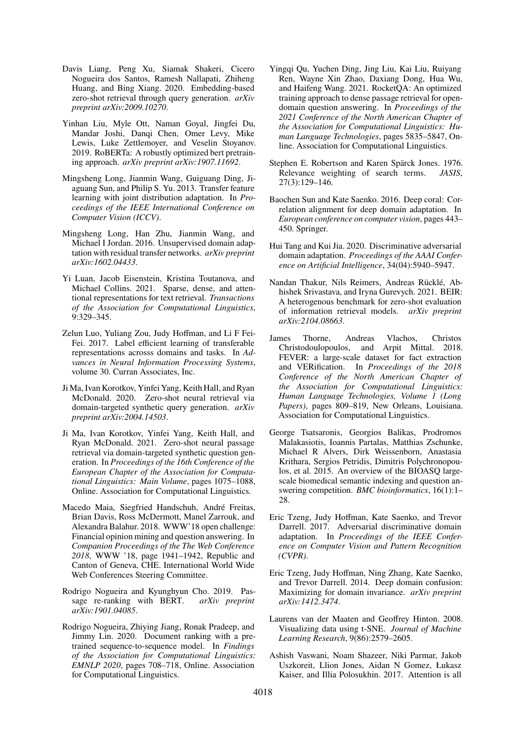Davis Liang, Peng Xu, Siamak Shakeri, Cicero Nogueira dos Santos, Ramesh Nallapati, Zhiheng Huang, and Bing Xiang. 2020. Embedding-based zero-shot retrieval through query generation. *arXiv preprint arXiv:2009.10270*.

Yinhan Liu, Myle Ott, Naman Goyal, Jingfei Du, Mandar Joshi, Danqi Chen, Omer Levy, Mike Lewis, Luke Zettlemoyer, and Veselin Stoyanov. 2019. RoBERTa: A robustly optimized bert pretraining approach. *arXiv preprint arXiv:1907.11692*.

Mingsheng Long, Jianmin Wang, Guiguang Ding, Jiaguang Sun, and Philip S. Yu. 2013. Transfer feature learning with joint distribution adaptation. In *Proceedings of the IEEE International Conference on Computer Vision (ICCV)*.

Mingsheng Long, Han Zhu, Jianmin Wang, and Michael I Jordan. 2016. Unsupervised domain adaptation with residual transfer networks. *arXiv preprint arXiv:1602.04433*.

Yi Luan, Jacob Eisenstein, Kristina Toutanova, and Michael Collins. 2021. Sparse, dense, and attentional representations for text retrieval. *Transactions of the Association for Computational Linguistics*, 9:329–345.

Zelun Luo, Yuliang Zou, Judy Hoffman, and Li F Fei-Fei. 2017. Label efficient learning of transferable representations acrosss domains and tasks. In *Advances in Neural Information Processing Systems*, volume 30. Curran Associates, Inc.

Ji Ma, Ivan Korotkov, Yinfei Yang, Keith Hall, and Ryan McDonald. 2020. Zero-shot neural retrieval via domain-targeted synthetic query generation. *arXiv preprint arXiv:2004.14503*.

Ji Ma, Ivan Korotkov, Yinfei Yang, Keith Hall, and Ryan McDonald. 2021. Zero-shot neural passage retrieval via domain-targeted synthetic question generation. In *Proceedings of the 16th Conference of the European Chapter of the Association for Computational Linguistics: Main Volume*, pages 1075–1088, Online. Association for Computational Linguistics.

Macedo Maia, Siegfried Handschuh, André Freitas, Brian Davis, Ross McDermott, Manel Zarrouk, and Alexandra Balahur. 2018. WWW'18 open challenge: Financial opinion mining and question answering. In *Companion Proceedings of the The Web Conference 2018*, WWW '18, page 1941–1942, Republic and Canton of Geneva, CHE. International World Wide Web Conferences Steering Committee.

Rodrigo Nogueira and Kyunghyun Cho. 2019. Passage re-ranking with BERT. *arXiv preprint arXiv:1901.04085*.

Rodrigo Nogueira, Zhiying Jiang, Ronak Pradeep, and Jimmy Lin. 2020. Document ranking with a pretrained sequence-to-sequence model. In *Findings of the Association for Computational Linguistics: EMNLP 2020*, pages 708–718, Online. Association for Computational Linguistics.

Yingqi Qu, Yuchen Ding, Jing Liu, Kai Liu, Ruiyang Ren, Wayne Xin Zhao, Daxiang Dong, Hua Wu, and Haifeng Wang. 2021. RocketQA: An optimized training approach to dense passage retrieval for open-domain question answering. In *Proceedings of the 2021 Conference of the North American Chapter of the Association for Computational Linguistics: Human Language Technologies*, pages 5835–5847, Online. Association for Computational Linguistics.

Stephen E. Robertson and Karen Spärck Jones. 1976. Relevance weighting of search terms. *JASIS*, 27(3):129–146.

Baochen Sun and Kate Saenko. 2016. Deep coral: Correlation alignment for deep domain adaptation. In *European conference on computer vision*, pages 443–450. Springer.

Hui Tang and Kui Jia. 2020. Discriminative adversarial domain adaptation. *Proceedings of the AAAI Conference on Artificial Intelligence*, 34(04):5940–5947.

Nandan Thakur, Nils Reimers, Andreas Rücklé, Abhishek Srivastava, and Iryna Gurevych. 2021. BEIR: A heterogenous benchmark for zero-shot evaluation of information retrieval models. *arXiv preprint arXiv:2104.08663*.

James Thorne, Andreas Vlachos, Christos Christodoulopoulos, and Arpit Mittal. 2018. FEVER: a large-scale dataset for fact extraction and VERification. In *Proceedings of the 2018 Conference of the North American Chapter of the Association for Computational Linguistics: Human Language Technologies, Volume 1 (Long Papers)*, pages 809–819, New Orleans, Louisiana. Association for Computational Linguistics.

George Tsatsaronis, Georgios Balikas, Prodromos Malakasiotis, Ioannis Partalas, Matthias Zschunke, Michael R Alvers, Dirk Weissenborn, Anastasia Krithara, Sergios Petridis, Dimitris Polychronopoulos, et al. 2015. An overview of the BIOASQ large-scale biomedical semantic indexing and question answering competition. *BMC bioinformatics*, 16(1):1–28.

Eric Tzeng, Judy Hoffman, Kate Saenko, and Trevor Darrell. 2017. Adversarial discriminative domain adaptation. In *Proceedings of the IEEE Conference on Computer Vision and Pattern Recognition (CVPR)*.

Eric Tzeng, Judy Hoffman, Ning Zhang, Kate Saenko, and Trevor Darrell. 2014. Deep domain confusion: Maximizing for domain invariance. *arXiv preprint arXiv:1412.3474*.

Laurens van der Maaten and Geoffrey Hinton. 2008. Visualizing data using t-SNE. *Journal of Machine Learning Research*, 9(86):2579–2605.

Ashish Vaswani, Noam Shazeer, Niki Parmar, Jakob Uszkoreit, Llion Jones, Aidan N Gomez, Łukasz Kaiser, and Illia Polosukhin. 2017. Attention is all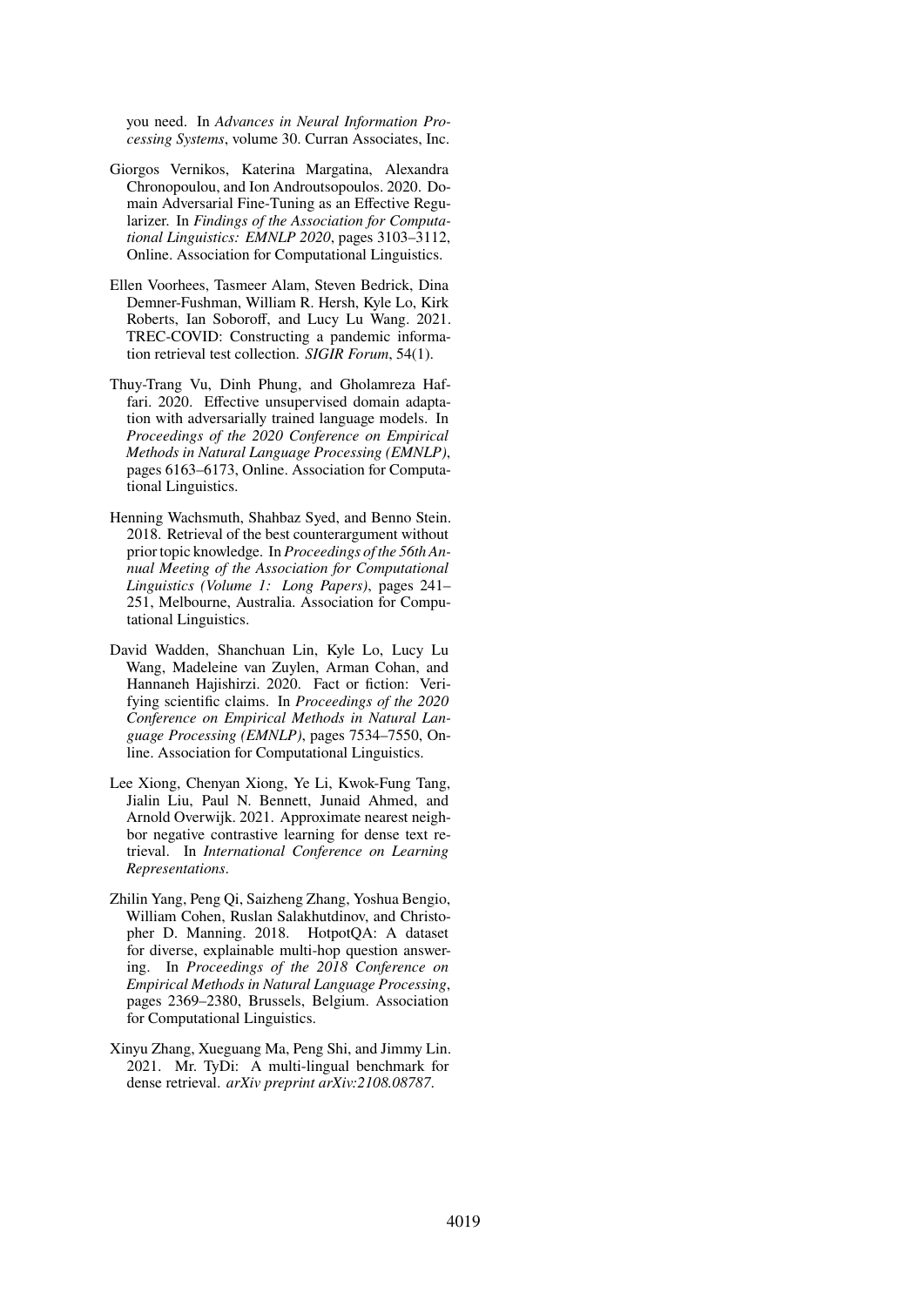you need. In *Advances in Neural Information Processing Systems*, volume 30. Curran Associates, Inc.

Giorgos Vernikos, Katerina Margatina, Alexandra Chronopoulou, and Ion Androutsopoulos. 2020. Domain Adversarial Fine-Tuning as an Effective Regularizer. In *Findings of the Association for Computational Linguistics: EMNLP 2020*, pages 3103–3112, Online. Association for Computational Linguistics.

Ellen Voorhees, Tasmeer Alam, Steven Bedrick, Dina Demner-Fushman, William R. Hersh, Kyle Lo, Kirk Roberts, Ian Soboroff, and Lucy Lu Wang. 2021. TREC-COVID: Constructing a pandemic information retrieval test collection. *SIGIR Forum*, 54(1).

Thuy-Trang Vu, Dinh Phung, and Gholamreza Haffari. 2020. Effective unsupervised domain adaptation with adversarially trained language models. In *Proceedings of the 2020 Conference on Empirical Methods in Natural Language Processing (EMNLP)*, pages 6163–6173, Online. Association for Computational Linguistics.

Henning Wachsmuth, Shahbaz Syed, and Benno Stein. 2018. Retrieval of the best counterargument without prior topic knowledge. In *Proceedings of the 56th Annual Meeting of the Association for Computational Linguistics (Volume 1: Long Papers)*, pages 241–251, Melbourne, Australia. Association for Computational Linguistics.

David Wadden, Shanchuan Lin, Kyle Lo, Lucy Lu Wang, Madeleine van Zuylen, Arman Cohan, and Hannaneh Hajishirzi. 2020. Fact or fiction: Verifying scientific claims. In *Proceedings of the 2020 Conference on Empirical Methods in Natural Language Processing (EMNLP)*, pages 7534–7550, Online. Association for Computational Linguistics.

Lee Xiong, Chenyan Xiong, Ye Li, Kwok-Fung Tang, Jialin Liu, Paul N. Bennett, Junaid Ahmed, and Arnold Overwijk. 2021. Approximate nearest neighbor negative contrastive learning for dense text retrieval. In *International Conference on Learning Representations*.

Zhilin Yang, Peng Qi, Saizheng Zhang, Yoshua Bengio, William Cohen, Ruslan Salakhutdinov, and Christopher D. Manning. 2018. HotpotQA: A dataset for diverse, explainable multi-hop question answering. In *Proceedings of the 2018 Conference on Empirical Methods in Natural Language Processing*, pages 2369–2380, Brussels, Belgium. Association for Computational Linguistics.

Xinyu Zhang, Xueguang Ma, Peng Shi, and Jimmy Lin. 2021. Mr. TyDi: A multi-lingual benchmark for dense retrieval. *arXiv preprint arXiv:2108.08787*.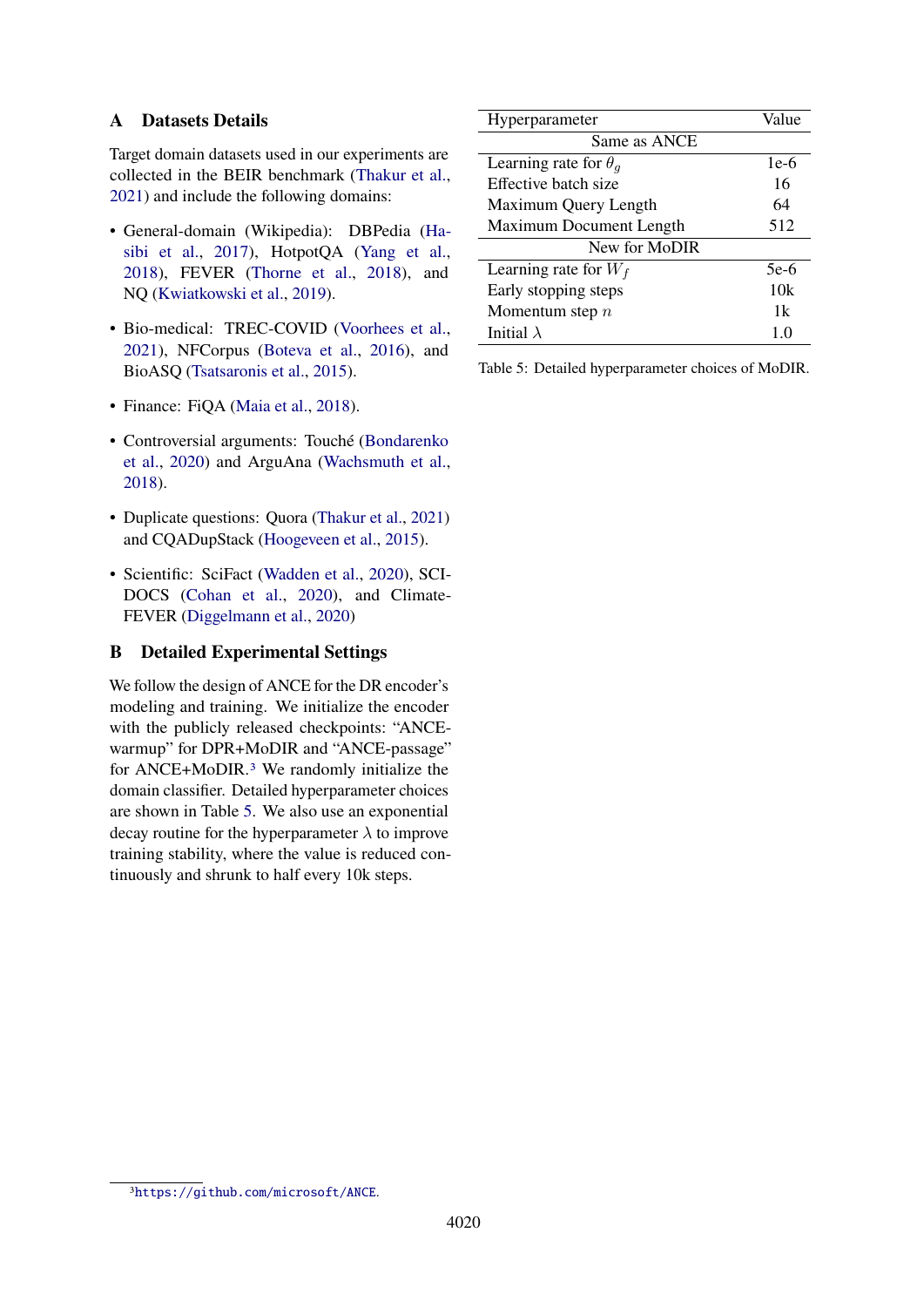## A Datasets Details

Target domain datasets used in our experiments are collected in the BEIR benchmark (Thakur et al., 2021) and include the following domains:

- General-domain (Wikipedia): DBPedia (Hasibi et al., 2017), HotpotQA (Yang et al., 2018), FEVER (Thorne et al., 2018), and NQ (Kwiatkowski et al., 2019).
- Bio-medical: TREC-COVID (Voorhees et al., 2021), NFCorpus (Boteva et al., 2016), and BioASQ (Tsatsaronis et al., 2015).
- Finance: FiQA (Maia et al., 2018).
- Controversial arguments: Touché (Bondarenko et al., 2020) and ArguAna (Wachsmuth et al., 2018).
- Duplicate questions: Quora (Thakur et al., 2021) and CQADupStack (Hoogeveen et al., 2015).
- Scientific: SciFact (Wadden et al., 2020), SCIDOCS (Cohan et al., 2020), and Climate-FEVER (Diggelmann et al., 2020)

## B Detailed Experimental Settings

We follow the design of ANCE for the DR encoder's modeling and training. We initialize the encoder with the publicly released checkpoints: "ANCE-warmup" for DPR+MoDIR and "ANCE-passage" for ANCE+MoDIR.[3] We randomly initialize the domain classifier. Detailed hyperparameter choices are shown in Table 5. We also use an exponential decay routine for the hyperparameter $\lambda$ to improve training stability, where the value is reduced continuously and shrunk to half every 10k steps.

| Hyperparameter | Value |
|---|---|
| Same as ANCE | |
| Learning rate for $\theta_g$ | 1e-6 |
| Effective batch size | 16 |
| Maximum Query Length | 64 |
| Maximum Document Length | 512 |
| New for MoDIR | |
| Learning rate for $W_f$ | 5e-6 |
| Early stopping steps | 10k |
| Momentum step $n$ | 1k |
| Initial $\lambda$ | 1.0 |

Table 5: Detailed hyperparameter choices of MoDIR.

[3] https://github.com/microsoft/ANCE.